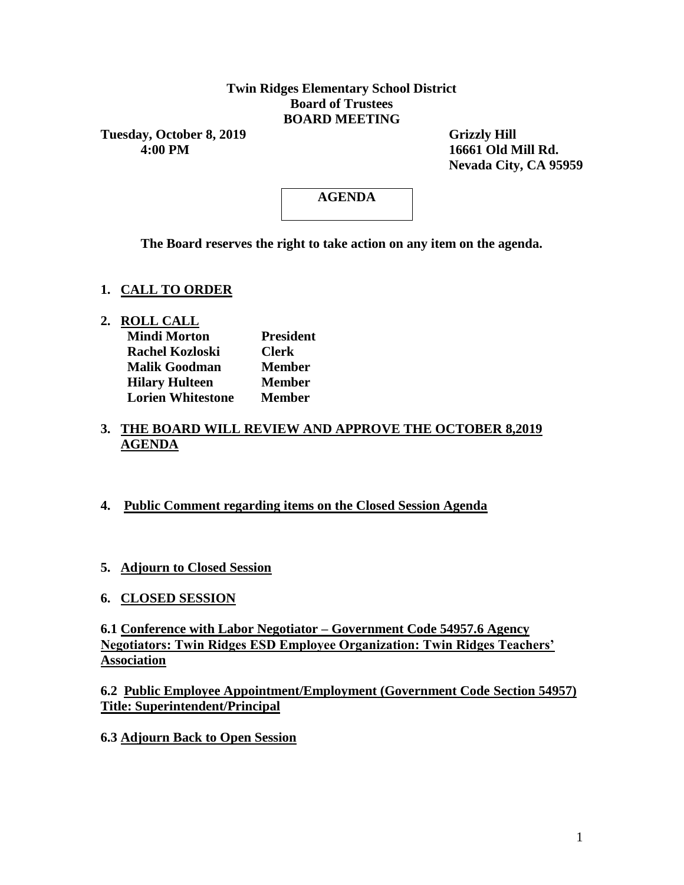**Twin Ridges Elementary School District**
**Board of Trustees**
**BOARD MEETING**

**Tuesday, October 8, 2019** — **Grizzly Hill**
**4:00 PM** — **16661 Old Mill Rd.**
**Nevada City, CA 95959**

## AGENDA

**The Board reserves the right to take action on any item on the agenda.**

1. **CALL TO ORDER**

2. **ROLL CALL**

| Name | Title |
|---|---|
| **Mindi Morton** | **President** |
| **Rachel Kozloski** | **Clerk** |
| **Malik Goodman** | **Member** |
| **Hilary Hulteen** | **Member** |
| **Lorien Whitestone** | **Member** |

3. **THE BOARD WILL REVIEW AND APPROVE THE OCTOBER 8,2019 AGENDA**

4. **Public Comment regarding items on the Closed Session Agenda**

5. **Adjourn to Closed Session**

6. **CLOSED SESSION**

**6.1 Conference with Labor Negotiator – Government Code 54957.6 Agency Negotiators: Twin Ridges ESD Employee Organization: Twin Ridges Teachers' Association**

**6.2 Public Employee Appointment/Employment (Government Code Section 54957) Title: Superintendent/Principal**

**6.3 Adjourn Back to Open Session**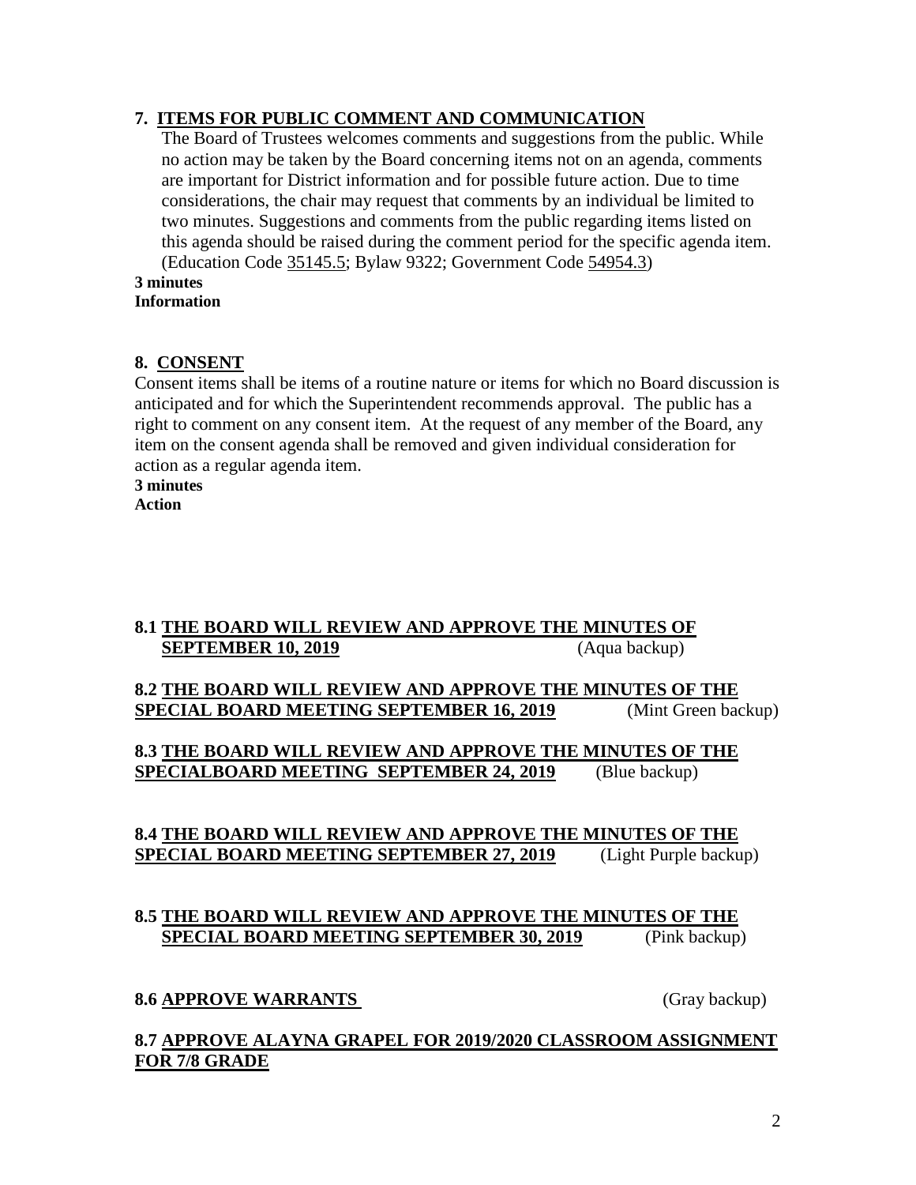## 7. ITEMS FOR PUBLIC COMMENT AND COMMUNICATION

The Board of Trustees welcomes comments and suggestions from the public. While no action may be taken by the Board concerning items not on an agenda, comments are important for District information and for possible future action. Due to time considerations, the chair may request that comments by an individual be limited to two minutes. Suggestions and comments from the public regarding items listed on this agenda should be raised during the comment period for the specific agenda item. (Education Code 35145.5; Bylaw 9322; Government Code 54954.3)

**3 minutes**
**Information**

## 8. CONSENT

Consent items shall be items of a routine nature or items for which no Board discussion is anticipated and for which the Superintendent recommends approval. The public has a right to comment on any consent item. At the request of any member of the Board, any item on the consent agenda shall be removed and given individual consideration for action as a regular agenda item.

**3 minutes**
**Action**

### 8.1 THE BOARD WILL REVIEW AND APPROVE THE MINUTES OF SEPTEMBER 10, 2019 (Aqua backup)

### 8.2 THE BOARD WILL REVIEW AND APPROVE THE MINUTES OF THE SPECIAL BOARD MEETING SEPTEMBER 16, 2019 (Mint Green backup)

### 8.3 THE BOARD WILL REVIEW AND APPROVE THE MINUTES OF THE SPECIALBOARD MEETING SEPTEMBER 24, 2019 (Blue backup)

### 8.4 THE BOARD WILL REVIEW AND APPROVE THE MINUTES OF THE SPECIAL BOARD MEETING SEPTEMBER 27, 2019 (Light Purple backup)

### 8.5 THE BOARD WILL REVIEW AND APPROVE THE MINUTES OF THE SPECIAL BOARD MEETING SEPTEMBER 30, 2019 (Pink backup)

### 8.6 APPROVE WARRANTS (Gray backup)

### 8.7 APPROVE ALAYNA GRAPEL FOR 2019/2020 CLASSROOM ASSIGNMENT FOR 7/8 GRADE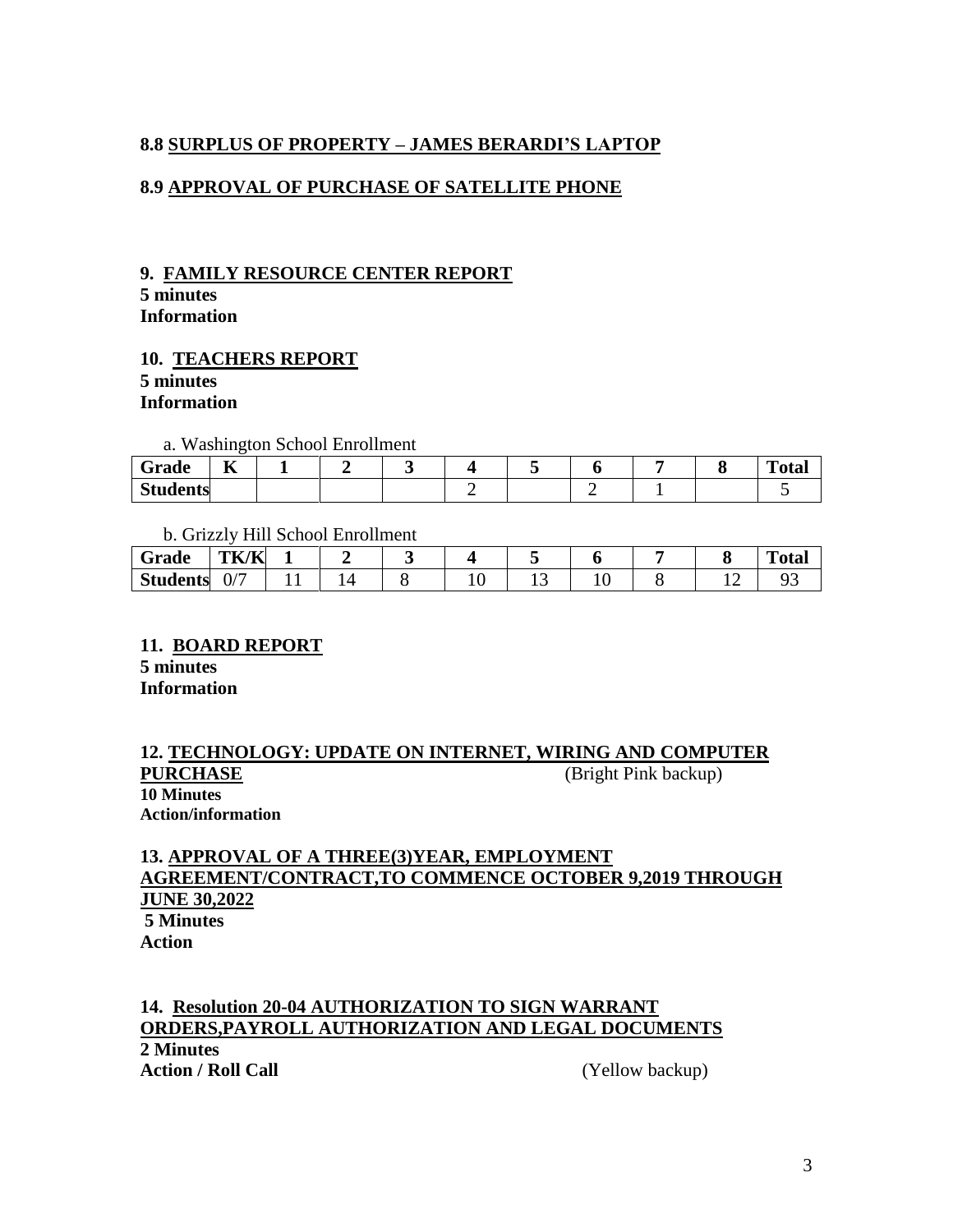**8.8 SURPLUS OF PROPERTY – JAMES BERARDI'S LAPTOP**

**8.9 APPROVAL OF PURCHASE OF SATELLITE PHONE**

**9. FAMILY RESOURCE CENTER REPORT**
**5 minutes**
**Information**

**10. TEACHERS REPORT**
**5 minutes**
**Information**

a. Washington School Enrollment

| Grade | K | 1 | 2 | 3 | 4 | 5 | 6 | 7 | 8 | Total |
|---|---|---|---|---|---|---|---|---|---|---|
| Students | | | | | 2 | | 2 | 1 | | 5 |

b. Grizzly Hill School Enrollment

| Grade | TK/K | 1 | 2 | 3 | 4 | 5 | 6 | 7 | 8 | Total |
|---|---|---|---|---|---|---|---|---|---|---|
| Students | 0/7 | 11 | 14 | 8 | 10 | 13 | 10 | 8 | 12 | 93 |

**11. BOARD REPORT**
**5 minutes**
**Information**

**12. TECHNOLOGY: UPDATE ON INTERNET, WIRING AND COMPUTER PURCHASE** (Bright Pink backup)
**10 Minutes**
**Action/information**

**13. APPROVAL OF A THREE(3)YEAR, EMPLOYMENT AGREEMENT/CONTRACT,TO COMMENCE OCTOBER 9,2019 THROUGH JUNE 30,2022**
**5 Minutes**
**Action**

**14. Resolution 20-04 AUTHORIZATION TO SIGN WARRANT ORDERS,PAYROLL AUTHORIZATION AND LEGAL DOCUMENTS**
**2 Minutes**
**Action / Roll Call** (Yellow backup)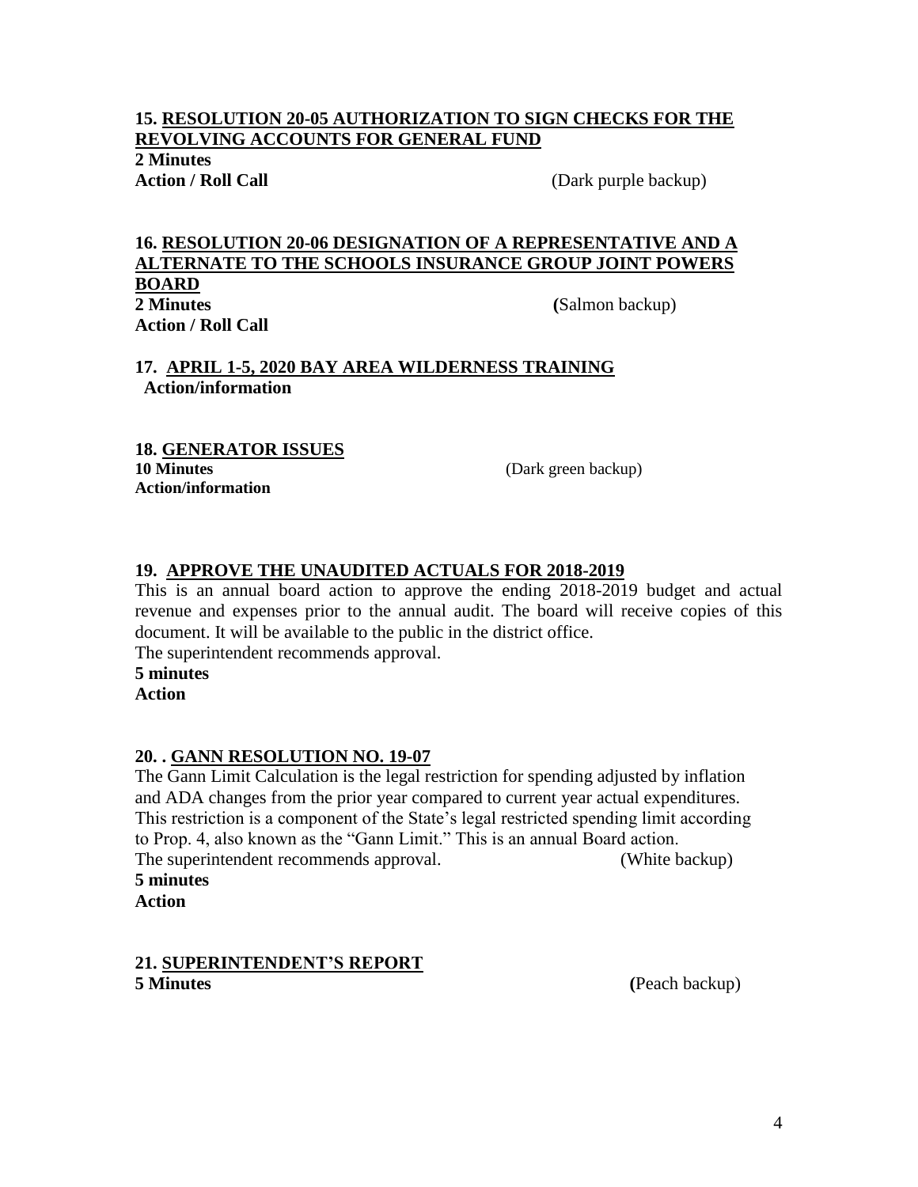**15. RESOLUTION 20-05 AUTHORIZATION TO SIGN CHECKS FOR THE REVOLVING ACCOUNTS FOR GENERAL FUND**
**2 Minutes**
**Action / Roll Call** (Dark purple backup)

**16. RESOLUTION 20-06 DESIGNATION OF A REPRESENTATIVE AND A ALTERNATE TO THE SCHOOLS INSURANCE GROUP JOINT POWERS BOARD**
**2 Minutes** (Salmon backup)
**Action / Roll Call**

**17. APRIL 1-5, 2020 BAY AREA WILDERNESS TRAINING**
**Action/information**

**18. GENERATOR ISSUES**
**10 Minutes** (Dark green backup)
**Action/information**

**19. APPROVE THE UNAUDITED ACTUALS FOR 2018-2019**
This is an annual board action to approve the ending 2018-2019 budget and actual revenue and expenses prior to the annual audit. The board will receive copies of this document. It will be available to the public in the district office.
The superintendent recommends approval.
**5 minutes**
**Action**

**20. . GANN RESOLUTION NO. 19-07**
The Gann Limit Calculation is the legal restriction for spending adjusted by inflation and ADA changes from the prior year compared to current year actual expenditures. This restriction is a component of the State's legal restricted spending limit according to Prop. 4, also known as the "Gann Limit." This is an annual Board action.
The superintendent recommends approval. (White backup)
**5 minutes**
**Action**

**21. SUPERINTENDENT'S REPORT**
**5 Minutes** (Peach backup)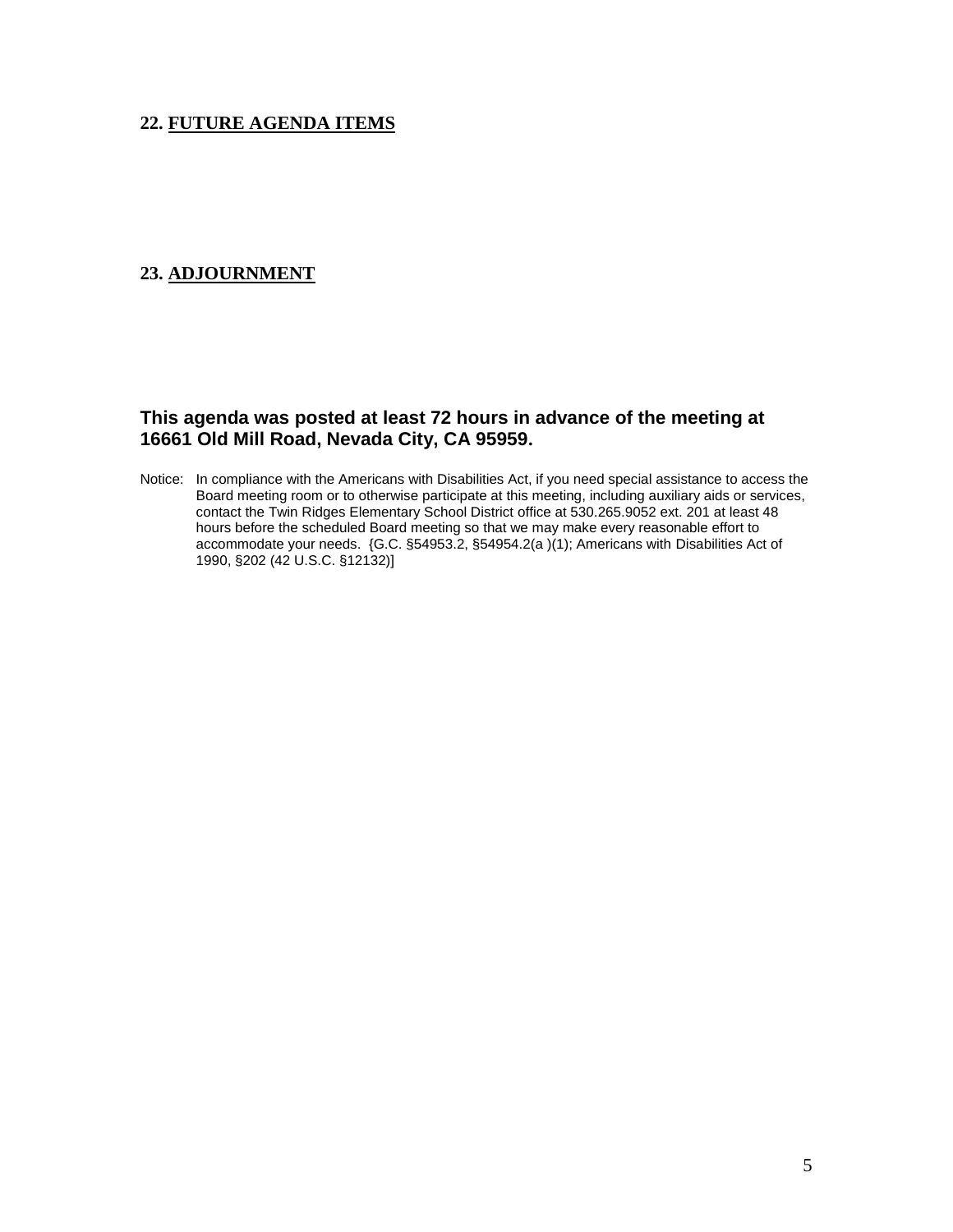### 22. <u>FUTURE AGENDA ITEMS</u>

### 23. <u>ADJOURNMENT</u>

**This agenda was posted at least 72 hours in advance of the meeting at 16661 Old Mill Road, Nevada City, CA 95959.**

Notice: In compliance with the Americans with Disabilities Act, if you need special assistance to access the Board meeting room or to otherwise participate at this meeting, including auxiliary aids or services, contact the Twin Ridges Elementary School District office at 530.265.9052 ext. 201 at least 48 hours before the scheduled Board meeting so that we may make every reasonable effort to accommodate your needs. {G.C. §54953.2, §54954.2(a )(1); Americans with Disabilities Act of 1990, §202 (42 U.S.C. §12132)]